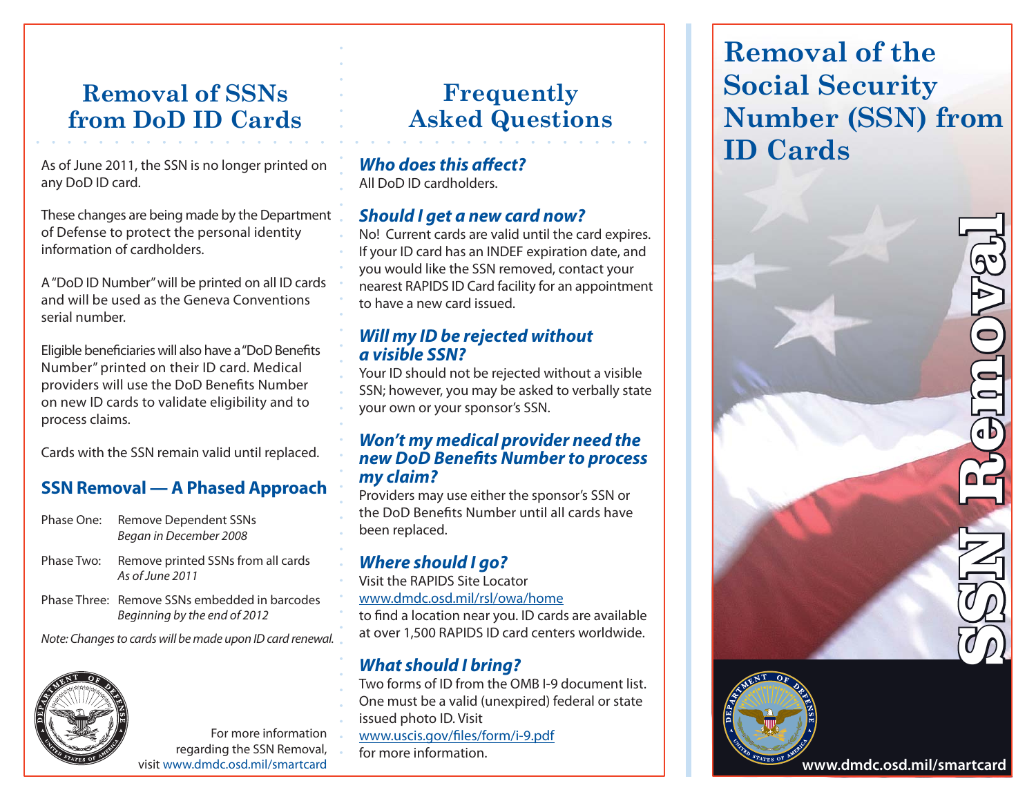# Removal of SSNs from DoD ID Cards

As of June 2011, the SSN is no longer printed on any DoD ID card.

These changes are being made by the Department of Defense to protect the personal identity information of cardholders.

A "DoD ID Number" will be printed on all ID cards and will be used as the Geneva Conventions serial number.

Eligible beneficiaries will also have a "DoD Benefits Number" printed on their ID card. Medical providers will use the DoD Benefits Number on new ID cards to validate eligibility and to process claims.

Cards with the SSN remain valid until replaced.

## SSN Removal — A Phased Approach

| | |
|---|---|
| Phase One: | Remove Dependent SSNs<br>*Began in December 2008* |
| Phase Two: | Remove printed SSNs from all cards<br>*As of June 2011* |
| Phase Three: | Remove SSNs embedded in barcodes<br>*Beginning by the end of 2012* |

*Note: Changes to cards will be made upon ID card renewal.*

For more information regarding the SSN Removal, visit www.dmdc.osd.mil/smartcard

# Frequently Asked Questions

### *Who does this affect?*

All DoD ID cardholders.

### *Should I get a new card now?*

No! Current cards are valid until the card expires. If your ID card has an INDEF expiration date, and you would like the SSN removed, contact your nearest RAPIDS ID Card facility for an appointment to have a new card issued.

### *Will my ID be rejected without a visible SSN?*

Your ID should not be rejected without a visible SSN; however, you may be asked to verbally state your own or your sponsor's SSN.

### *Won't my medical provider need the new DoD Benefits Number to process my claim?*

Providers may use either the sponsor's SSN or the DoD Benefits Number until all cards have been replaced.

### *Where should I go?*

Visit the RAPIDS Site Locator www.dmdc.osd.mil/rsl/owa/home to find a location near you. ID cards are available at over 1,500 RAPIDS ID card centers worldwide.

### *What should I bring?*

Two forms of ID from the OMB I-9 document list. One must be a valid (unexpired) federal or state issued photo ID. Visit www.uscis.gov/files/form/i-9.pdf for more information.

# Removal of the Social Security Number (SSN) from ID Cards

**SSN Removal**

www.dmdc.osd.mil/smartcard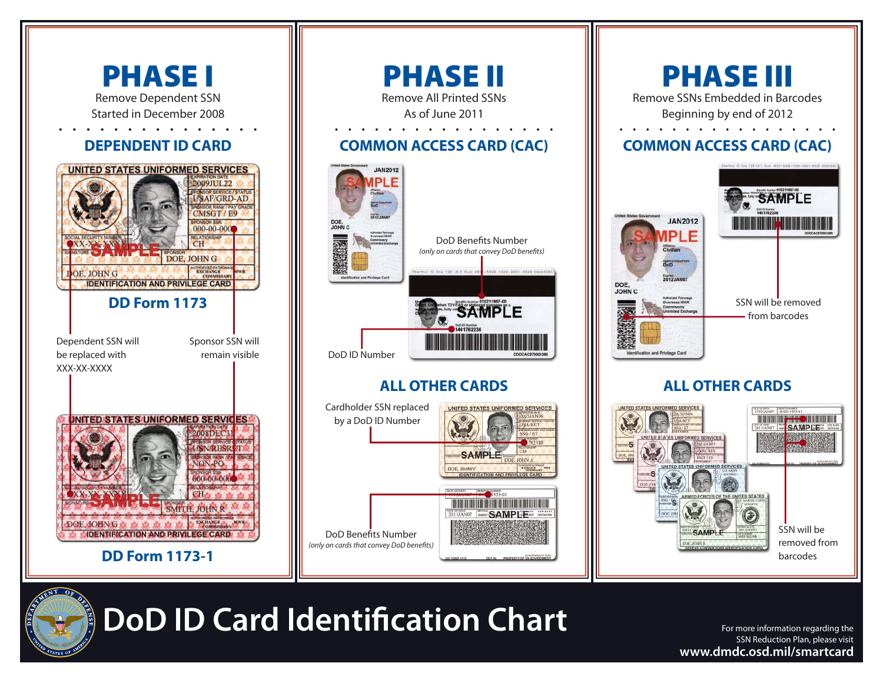# DoD ID Card Identification Chart

## PHASE I

Remove Dependent SSN
Started in December 2008

### DEPENDENT ID CARD

**DD Form 1173**

Dependent SSN will be replaced with XXX-XX-XXXX

Sponsor SSN will remain visible

**DD Form 1173-1**

## PHASE II

Remove All Printed SSNs
As of June 2011

### COMMON ACCESS CARD (CAC)

DoD Benefits Number
*(only on cards that convey DoD benefits)*

DoD ID Number

### ALL OTHER CARDS

Cardholder SSN replaced by a DoD ID Number

DoD Benefits Number
*(only on cards that convey DoD benefits)*

## PHASE III

Remove SSNs Embedded in Barcodes
Beginning by end of 2012

### COMMON ACCESS CARD (CAC)

SSN will be removed from barcodes

### ALL OTHER CARDS

SSN will be removed from barcodes

For more information regarding the SSN Reduction Plan, please visit
**www.dmdc.osd.mil/smartcard**